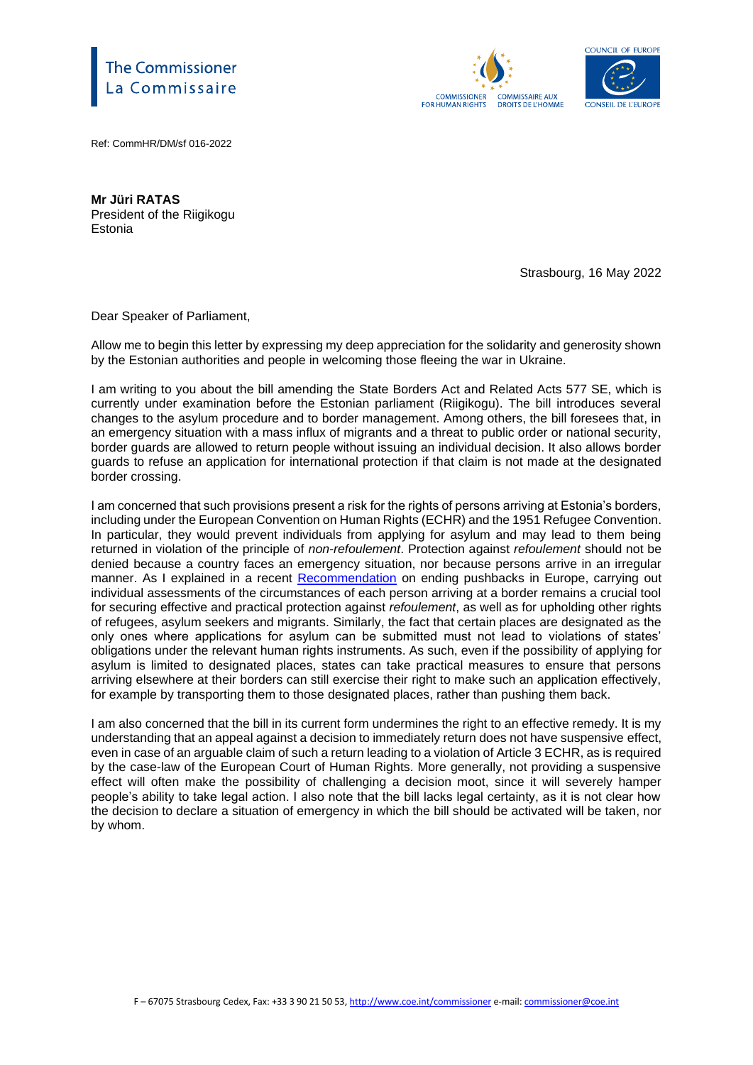The Commissioner
La Commissaire

Ref: CommHR/DM/sf 016-2022

**Mr Jüri RATAS**
President of the Riigikogu
Estonia

Strasbourg, 16 May 2022

Dear Speaker of Parliament,

Allow me to begin this letter by expressing my deep appreciation for the solidarity and generosity shown by the Estonian authorities and people in welcoming those fleeing the war in Ukraine.

I am writing to you about the bill amending the State Borders Act and Related Acts 577 SE, which is currently under examination before the Estonian parliament (Riigikogu). The bill introduces several changes to the asylum procedure and to border management. Among others, the bill foresees that, in an emergency situation with a mass influx of migrants and a threat to public order or national security, border guards are allowed to return people without issuing an individual decision. It also allows border guards to refuse an application for international protection if that claim is not made at the designated border crossing.

I am concerned that such provisions present a risk for the rights of persons arriving at Estonia's borders, including under the European Convention on Human Rights (ECHR) and the 1951 Refugee Convention. In particular, they would prevent individuals from applying for asylum and may lead to them being returned in violation of the principle of *non-refoulement*. Protection against *refoulement* should not be denied because a country faces an emergency situation, nor because persons arrive in an irregular manner. As I explained in a recent Recommendation on ending pushbacks in Europe, carrying out individual assessments of the circumstances of each person arriving at a border remains a crucial tool for securing effective and practical protection against *refoulement*, as well as for upholding other rights of refugees, asylum seekers and migrants. Similarly, the fact that certain places are designated as the only ones where applications for asylum can be submitted must not lead to violations of states' obligations under the relevant human rights instruments. As such, even if the possibility of applying for asylum is limited to designated places, states can take practical measures to ensure that persons arriving elsewhere at their borders can still exercise their right to make such an application effectively, for example by transporting them to those designated places, rather than pushing them back.

I am also concerned that the bill in its current form undermines the right to an effective remedy. It is my understanding that an appeal against a decision to immediately return does not have suspensive effect, even in case of an arguable claim of such a return leading to a violation of Article 3 ECHR, as is required by the case-law of the European Court of Human Rights. More generally, not providing a suspensive effect will often make the possibility of challenging a decision moot, since it will severely hamper people's ability to take legal action. I also note that the bill lacks legal certainty, as it is not clear how the decision to declare a situation of emergency in which the bill should be activated will be taken, nor by whom.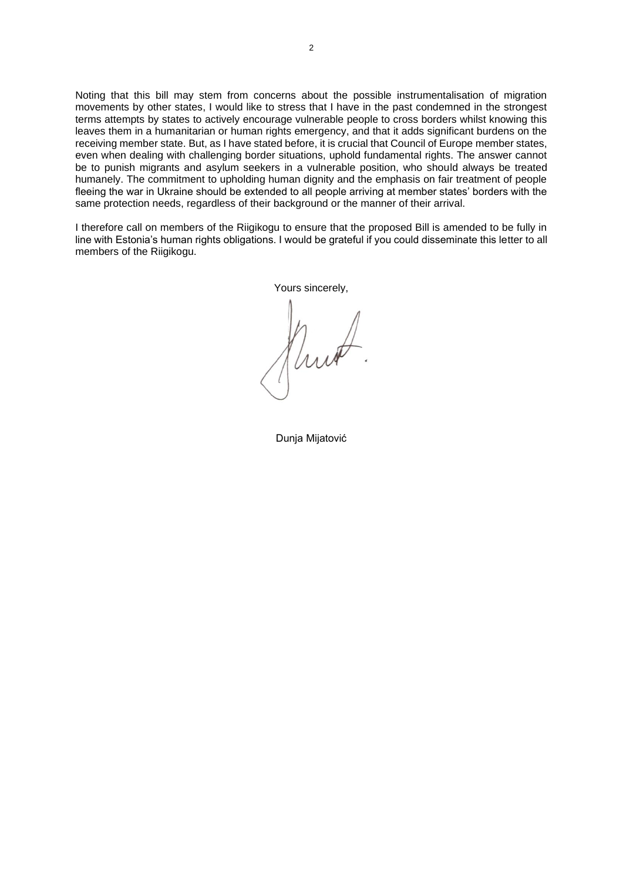Noting that this bill may stem from concerns about the possible instrumentalisation of migration movements by other states, I would like to stress that I have in the past condemned in the strongest terms attempts by states to actively encourage vulnerable people to cross borders whilst knowing this leaves them in a humanitarian or human rights emergency, and that it adds significant burdens on the receiving member state. But, as I have stated before, it is crucial that Council of Europe member states, even when dealing with challenging border situations, uphold fundamental rights. The answer cannot be to punish migrants and asylum seekers in a vulnerable position, who should always be treated humanely. The commitment to upholding human dignity and the emphasis on fair treatment of people fleeing the war in Ukraine should be extended to all people arriving at member states' borders with the same protection needs, regardless of their background or the manner of their arrival.

I therefore call on members of the Riigikogu to ensure that the proposed Bill is amended to be fully in line with Estonia's human rights obligations. I would be grateful if you could disseminate this letter to all members of the Riigikogu.

Yours sincerely,

Dunja Mijatović